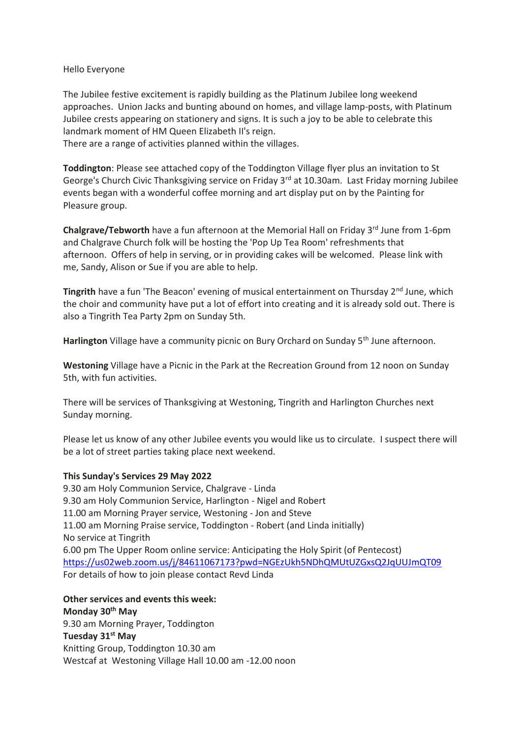Hello Everyone

The Jubilee festive excitement is rapidly building as the Platinum Jubilee long weekend approaches. Union Jacks and bunting abound on homes, and village lamp-posts, with Platinum Jubilee crests appearing on stationery and signs. It is such a joy to be able to celebrate this landmark moment of HM Queen Elizabeth II's reign.
There are a range of activities planned within the villages.

**Toddington**: Please see attached copy of the Toddington Village flyer plus an invitation to St George's Church Civic Thanksgiving service on Friday 3rd at 10.30am. Last Friday morning Jubilee events began with a wonderful coffee morning and art display put on by the Painting for Pleasure group.

**Chalgrave/Tebworth** have a fun afternoon at the Memorial Hall on Friday 3rd June from 1-6pm and Chalgrave Church folk will be hosting the 'Pop Up Tea Room' refreshments that afternoon. Offers of help in serving, or in providing cakes will be welcomed. Please link with me, Sandy, Alison or Sue if you are able to help.

**Tingrith** have a fun 'The Beacon' evening of musical entertainment on Thursday 2nd June, which the choir and community have put a lot of effort into creating and it is already sold out. There is also a Tingrith Tea Party 2pm on Sunday 5th.

**Harlington** Village have a community picnic on Bury Orchard on Sunday 5th June afternoon.

**Westoning** Village have a Picnic in the Park at the Recreation Ground from 12 noon on Sunday 5th, with fun activities.

There will be services of Thanksgiving at Westoning, Tingrith and Harlington Churches next Sunday morning.

Please let us know of any other Jubilee events you would like us to circulate. I suspect there will be a lot of street parties taking place next weekend.

**This Sunday's Services 29 May 2022**
9.30 am Holy Communion Service, Chalgrave - Linda
9.30 am Holy Communion Service, Harlington - Nigel and Robert
11.00 am Morning Prayer service, Westoning - Jon and Steve
11.00 am Morning Praise service, Toddington - Robert (and Linda initially)
No service at Tingrith
6.00 pm The Upper Room online service: Anticipating the Holy Spirit (of Pentecost)
https://us02web.zoom.us/j/84611067173?pwd=NGEzUkh5NDhQMUtUZGxsQ2JqUUJmQT09
For details of how to join please contact Revd Linda

**Other services and events this week:**
**Monday 30th May**
9.30 am Morning Prayer, Toddington
**Tuesday 31st May**
Knitting Group, Toddington 10.30 am
Westcaf at Westoning Village Hall 10.00 am -12.00 noon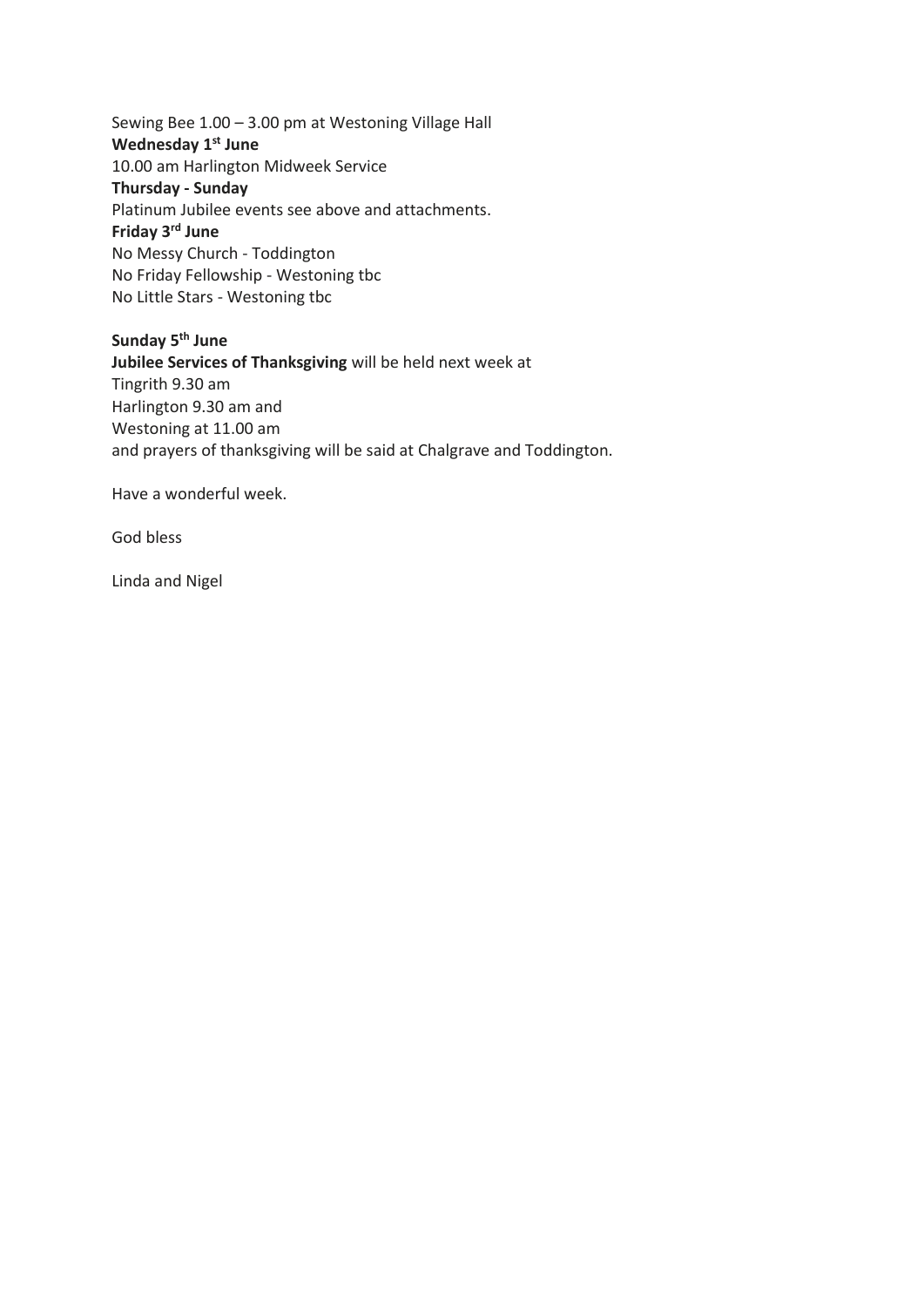Sewing Bee 1.00 – 3.00 pm at Westoning Village Hall

**Wednesday 1st June**

10.00 am Harlington Midweek Service

**Thursday - Sunday**

Platinum Jubilee events see above and attachments.

**Friday 3rd June**

No Messy Church - Toddington

No Friday Fellowship - Westoning tbc

No Little Stars - Westoning tbc

**Sunday 5th June**

**Jubilee Services of Thanksgiving** will be held next week at

Tingrith 9.30 am

Harlington 9.30 am and

Westoning at 11.00 am

and prayers of thanksgiving will be said at Chalgrave and Toddington.

Have a wonderful week.

God bless

Linda and Nigel